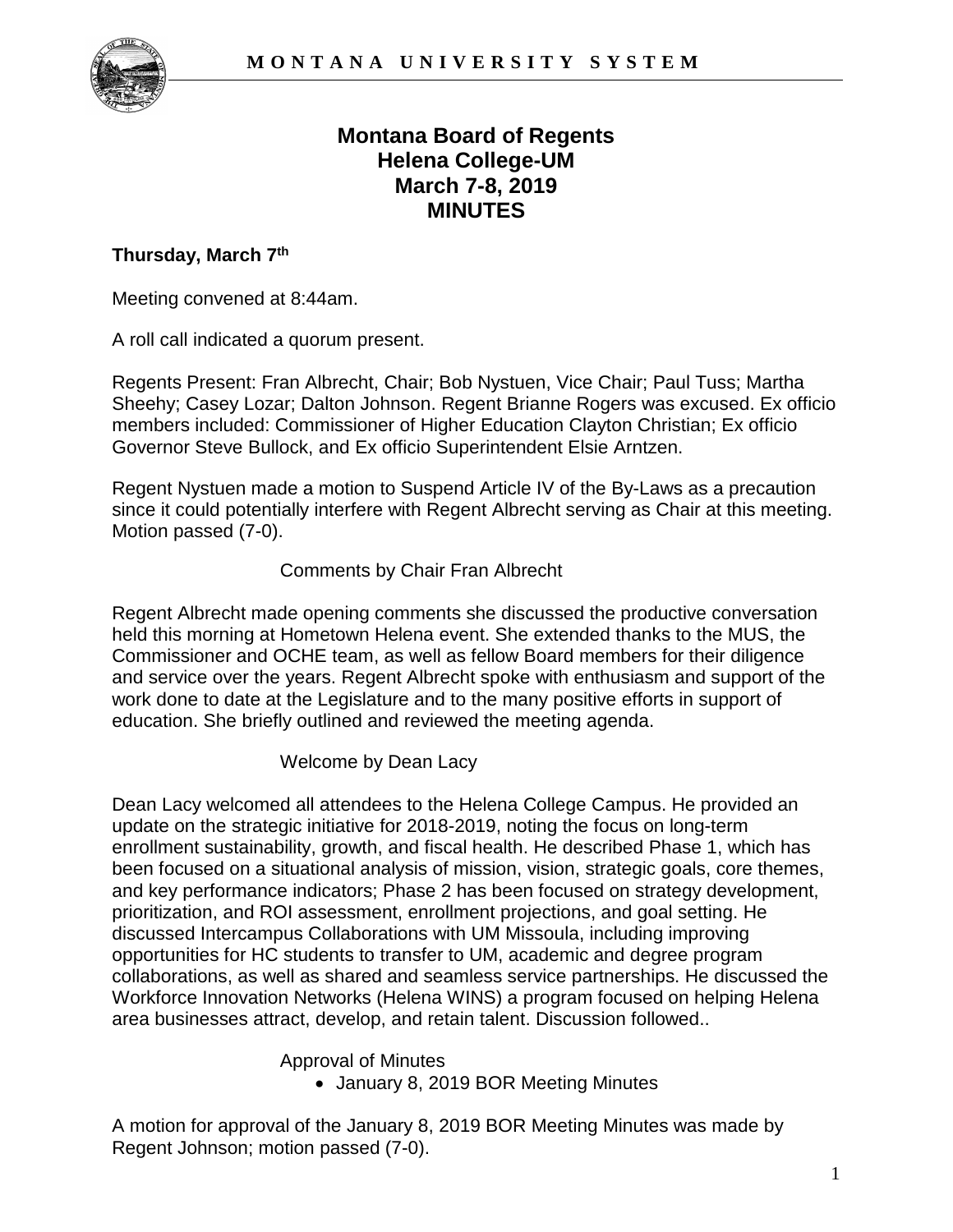# Montana Board of Regents
## Helena College-UM
## March 7-8, 2019
## MINUTES

**Thursday, March 7th**

Meeting convened at 8:44am.

A roll call indicated a quorum present.

Regents Present: Fran Albrecht, Chair; Bob Nystuen, Vice Chair; Paul Tuss; Martha Sheehy; Casey Lozar; Dalton Johnson. Regent Brianne Rogers was excused. Ex officio members included: Commissioner of Higher Education Clayton Christian; Ex officio Governor Steve Bullock, and Ex officio Superintendent Elsie Arntzen.

Regent Nystuen made a motion to Suspend Article IV of the By-Laws as a precaution since it could potentially interfere with Regent Albrecht serving as Chair at this meeting. Motion passed (7-0).

Comments by Chair Fran Albrecht

Regent Albrecht made opening comments she discussed the productive conversation held this morning at Hometown Helena event. She extended thanks to the MUS, the Commissioner and OCHE team, as well as fellow Board members for their diligence and service over the years. Regent Albrecht spoke with enthusiasm and support of the work done to date at the Legislature and to the many positive efforts in support of education. She briefly outlined and reviewed the meeting agenda.

Welcome by Dean Lacy

Dean Lacy welcomed all attendees to the Helena College Campus. He provided an update on the strategic initiative for 2018-2019, noting the focus on long-term enrollment sustainability, growth, and fiscal health. He described Phase 1, which has been focused on a situational analysis of mission, vision, strategic goals, core themes, and key performance indicators; Phase 2 has been focused on strategy development, prioritization, and ROI assessment, enrollment projections, and goal setting. He discussed Intercampus Collaborations with UM Missoula, including improving opportunities for HC students to transfer to UM, academic and degree program collaborations, as well as shared and seamless service partnerships. He discussed the Workforce Innovation Networks (Helena WINS) a program focused on helping Helena area businesses attract, develop, and retain talent. Discussion followed..

Approval of Minutes

- January 8, 2019 BOR Meeting Minutes

A motion for approval of the January 8, 2019 BOR Meeting Minutes was made by Regent Johnson; motion passed (7-0).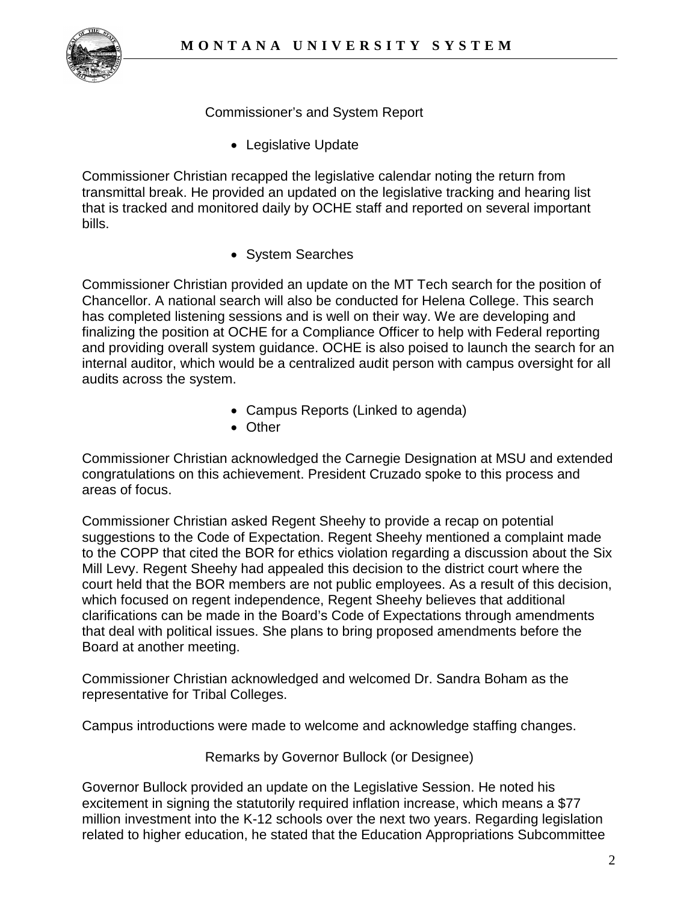Commissioner's and System Report

- Legislative Update

Commissioner Christian recapped the legislative calendar noting the return from transmittal break. He provided an updated on the legislative tracking and hearing list that is tracked and monitored daily by OCHE staff and reported on several important bills.

- System Searches

Commissioner Christian provided an update on the MT Tech search for the position of Chancellor. A national search will also be conducted for Helena College. This search has completed listening sessions and is well on their way. We are developing and finalizing the position at OCHE for a Compliance Officer to help with Federal reporting and providing overall system guidance. OCHE is also poised to launch the search for an internal auditor, which would be a centralized audit person with campus oversight for all audits across the system.

- Campus Reports (Linked to agenda)
- Other

Commissioner Christian acknowledged the Carnegie Designation at MSU and extended congratulations on this achievement. President Cruzado spoke to this process and areas of focus.

Commissioner Christian asked Regent Sheehy to provide a recap on potential suggestions to the Code of Expectation. Regent Sheehy mentioned a complaint made to the COPP that cited the BOR for ethics violation regarding a discussion about the Six Mill Levy. Regent Sheehy had appealed this decision to the district court where the court held that the BOR members are not public employees. As a result of this decision, which focused on regent independence, Regent Sheehy believes that additional clarifications can be made in the Board's Code of Expectations through amendments that deal with political issues. She plans to bring proposed amendments before the Board at another meeting.

Commissioner Christian acknowledged and welcomed Dr. Sandra Boham as the representative for Tribal Colleges.

Campus introductions were made to welcome and acknowledge staffing changes.

Remarks by Governor Bullock (or Designee)

Governor Bullock provided an update on the Legislative Session. He noted his excitement in signing the statutorily required inflation increase, which means a $77 million investment into the K-12 schools over the next two years. Regarding legislation related to higher education, he stated that the Education Appropriations Subcommittee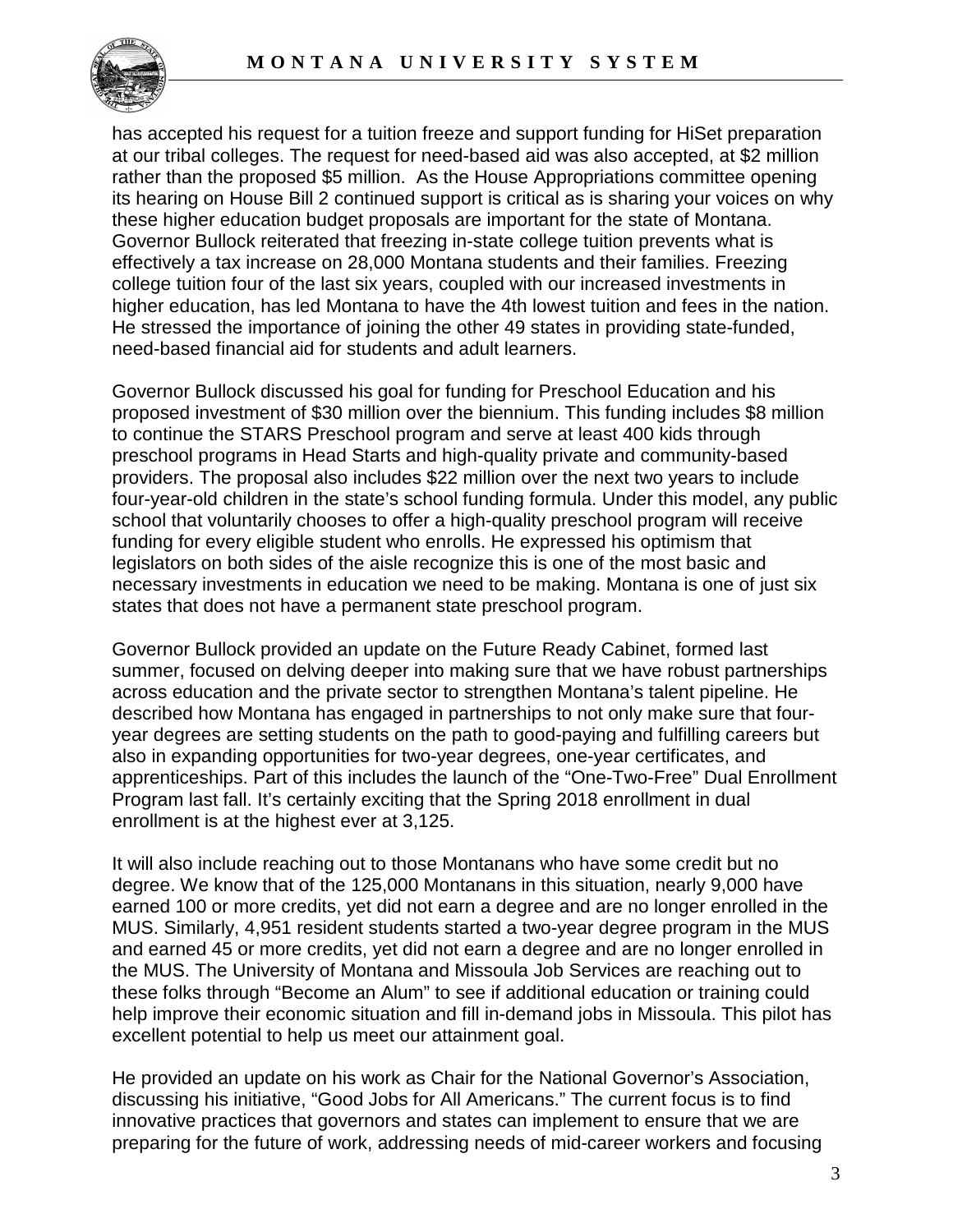has accepted his request for a tuition freeze and support funding for HiSet preparation at our tribal colleges. The request for need-based aid was also accepted, at $2 million rather than the proposed $5 million. As the House Appropriations committee opening its hearing on House Bill 2 continued support is critical as is sharing your voices on why these higher education budget proposals are important for the state of Montana. Governor Bullock reiterated that freezing in-state college tuition prevents what is effectively a tax increase on 28,000 Montana students and their families. Freezing college tuition four of the last six years, coupled with our increased investments in higher education, has led Montana to have the 4th lowest tuition and fees in the nation. He stressed the importance of joining the other 49 states in providing state-funded, need-based financial aid for students and adult learners.

Governor Bullock discussed his goal for funding for Preschool Education and his proposed investment of $30 million over the biennium. This funding includes $8 million to continue the STARS Preschool program and serve at least 400 kids through preschool programs in Head Starts and high-quality private and community-based providers. The proposal also includes $22 million over the next two years to include four-year-old children in the state's school funding formula. Under this model, any public school that voluntarily chooses to offer a high-quality preschool program will receive funding for every eligible student who enrolls. He expressed his optimism that legislators on both sides of the aisle recognize this is one of the most basic and necessary investments in education we need to be making. Montana is one of just six states that does not have a permanent state preschool program.

Governor Bullock provided an update on the Future Ready Cabinet, formed last summer, focused on delving deeper into making sure that we have robust partnerships across education and the private sector to strengthen Montana's talent pipeline. He described how Montana has engaged in partnerships to not only make sure that four-year degrees are setting students on the path to good-paying and fulfilling careers but also in expanding opportunities for two-year degrees, one-year certificates, and apprenticeships. Part of this includes the launch of the "One-Two-Free" Dual Enrollment Program last fall. It's certainly exciting that the Spring 2018 enrollment in dual enrollment is at the highest ever at 3,125.

It will also include reaching out to those Montanans who have some credit but no degree. We know that of the 125,000 Montanans in this situation, nearly 9,000 have earned 100 or more credits, yet did not earn a degree and are no longer enrolled in the MUS. Similarly, 4,951 resident students started a two-year degree program in the MUS and earned 45 or more credits, yet did not earn a degree and are no longer enrolled in the MUS. The University of Montana and Missoula Job Services are reaching out to these folks through "Become an Alum" to see if additional education or training could help improve their economic situation and fill in-demand jobs in Missoula. This pilot has excellent potential to help us meet our attainment goal.

He provided an update on his work as Chair for the National Governor's Association, discussing his initiative, "Good Jobs for All Americans." The current focus is to find innovative practices that governors and states can implement to ensure that we are preparing for the future of work, addressing needs of mid-career workers and focusing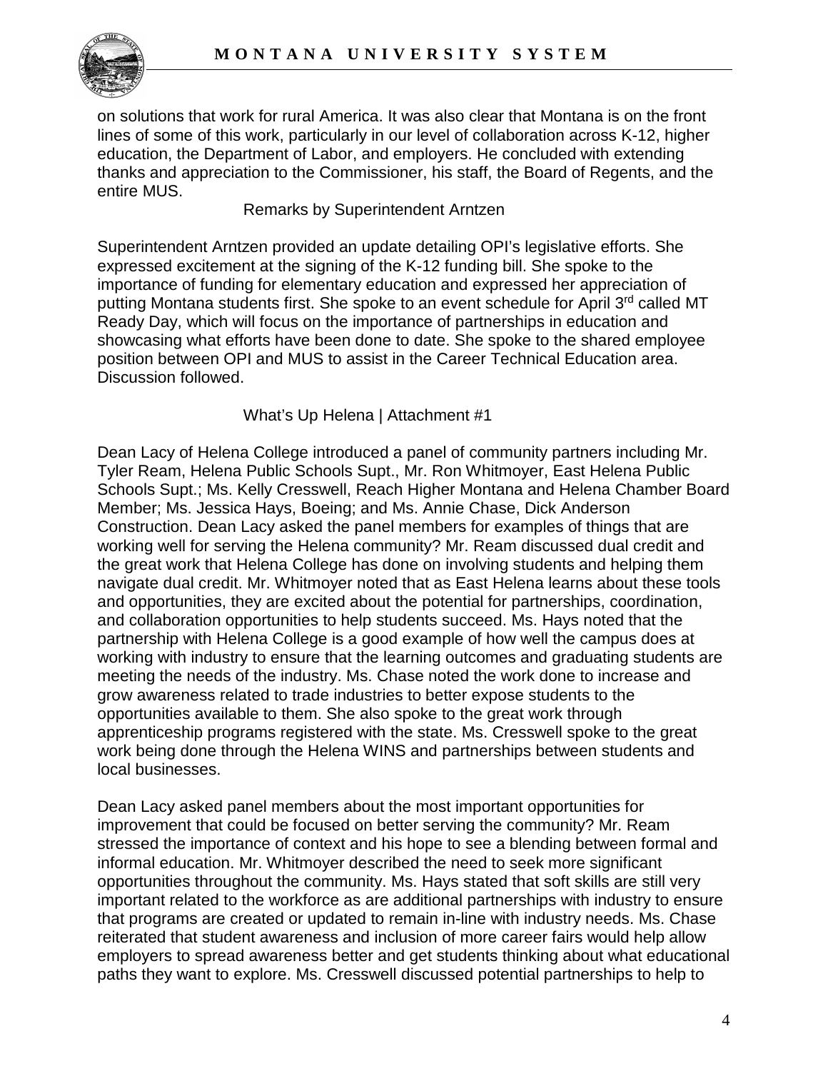on solutions that work for rural America. It was also clear that Montana is on the front lines of some of this work, particularly in our level of collaboration across K-12, higher education, the Department of Labor, and employers. He concluded with extending thanks and appreciation to the Commissioner, his staff, the Board of Regents, and the entire MUS.

### Remarks by Superintendent Arntzen

Superintendent Arntzen provided an update detailing OPI's legislative efforts. She expressed excitement at the signing of the K-12 funding bill. She spoke to the importance of funding for elementary education and expressed her appreciation of putting Montana students first. She spoke to an event schedule for April 3rd called MT Ready Day, which will focus on the importance of partnerships in education and showcasing what efforts have been done to date. She spoke to the shared employee position between OPI and MUS to assist in the Career Technical Education area. Discussion followed.

### What's Up Helena | Attachment #1

Dean Lacy of Helena College introduced a panel of community partners including Mr. Tyler Ream, Helena Public Schools Supt., Mr. Ron Whitmoyer, East Helena Public Schools Supt.; Ms. Kelly Cresswell, Reach Higher Montana and Helena Chamber Board Member; Ms. Jessica Hays, Boeing; and Ms. Annie Chase, Dick Anderson Construction. Dean Lacy asked the panel members for examples of things that are working well for serving the Helena community? Mr. Ream discussed dual credit and the great work that Helena College has done on involving students and helping them navigate dual credit. Mr. Whitmoyer noted that as East Helena learns about these tools and opportunities, they are excited about the potential for partnerships, coordination, and collaboration opportunities to help students succeed. Ms. Hays noted that the partnership with Helena College is a good example of how well the campus does at working with industry to ensure that the learning outcomes and graduating students are meeting the needs of the industry. Ms. Chase noted the work done to increase and grow awareness related to trade industries to better expose students to the opportunities available to them. She also spoke to the great work through apprenticeship programs registered with the state. Ms. Cresswell spoke to the great work being done through the Helena WINS and partnerships between students and local businesses.

Dean Lacy asked panel members about the most important opportunities for improvement that could be focused on better serving the community? Mr. Ream stressed the importance of context and his hope to see a blending between formal and informal education. Mr. Whitmoyer described the need to seek more significant opportunities throughout the community. Ms. Hays stated that soft skills are still very important related to the workforce as are additional partnerships with industry to ensure that programs are created or updated to remain in-line with industry needs. Ms. Chase reiterated that student awareness and inclusion of more career fairs would help allow employers to spread awareness better and get students thinking about what educational paths they want to explore. Ms. Cresswell discussed potential partnerships to help to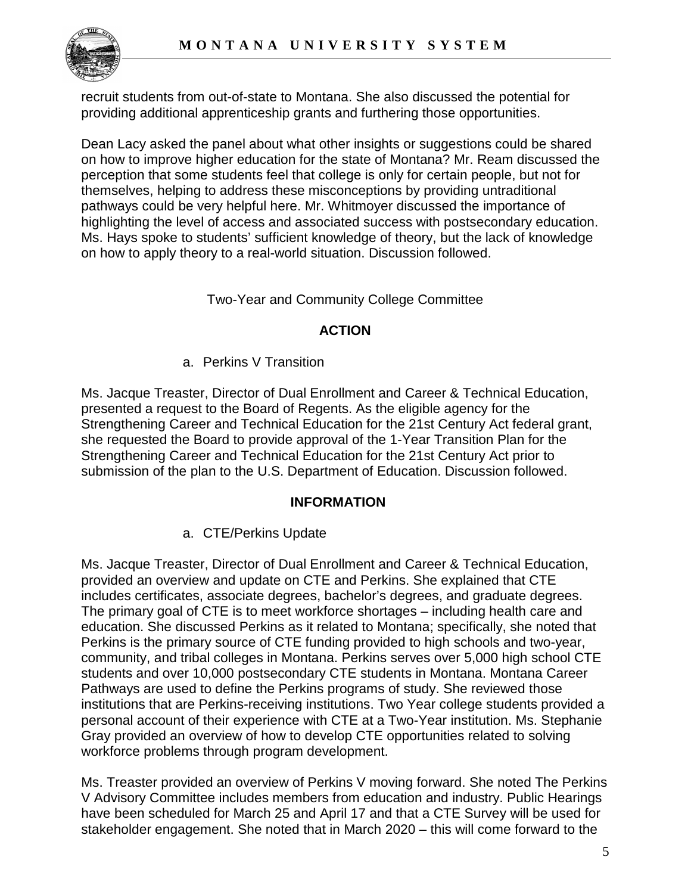recruit students from out-of-state to Montana. She also discussed the potential for providing additional apprenticeship grants and furthering those opportunities.

Dean Lacy asked the panel about what other insights or suggestions could be shared on how to improve higher education for the state of Montana? Mr. Ream discussed the perception that some students feel that college is only for certain people, but not for themselves, helping to address these misconceptions by providing untraditional pathways could be very helpful here. Mr. Whitmoyer discussed the importance of highlighting the level of access and associated success with postsecondary education. Ms. Hays spoke to students' sufficient knowledge of theory, but the lack of knowledge on how to apply theory to a real-world situation. Discussion followed.

## Two-Year and Community College Committee

### ACTION

a. Perkins V Transition

Ms. Jacque Treaster, Director of Dual Enrollment and Career & Technical Education, presented a request to the Board of Regents. As the eligible agency for the Strengthening Career and Technical Education for the 21st Century Act federal grant, she requested the Board to provide approval of the 1-Year Transition Plan for the Strengthening Career and Technical Education for the 21st Century Act prior to submission of the plan to the U.S. Department of Education. Discussion followed.

### INFORMATION

a. CTE/Perkins Update

Ms. Jacque Treaster, Director of Dual Enrollment and Career & Technical Education, provided an overview and update on CTE and Perkins. She explained that CTE includes certificates, associate degrees, bachelor's degrees, and graduate degrees. The primary goal of CTE is to meet workforce shortages – including health care and education. She discussed Perkins as it related to Montana; specifically, she noted that Perkins is the primary source of CTE funding provided to high schools and two-year, community, and tribal colleges in Montana. Perkins serves over 5,000 high school CTE students and over 10,000 postsecondary CTE students in Montana. Montana Career Pathways are used to define the Perkins programs of study. She reviewed those institutions that are Perkins-receiving institutions. Two Year college students provided a personal account of their experience with CTE at a Two-Year institution. Ms. Stephanie Gray provided an overview of how to develop CTE opportunities related to solving workforce problems through program development.

Ms. Treaster provided an overview of Perkins V moving forward. She noted The Perkins V Advisory Committee includes members from education and industry. Public Hearings have been scheduled for March 25 and April 17 and that a CTE Survey will be used for stakeholder engagement. She noted that in March 2020 – this will come forward to the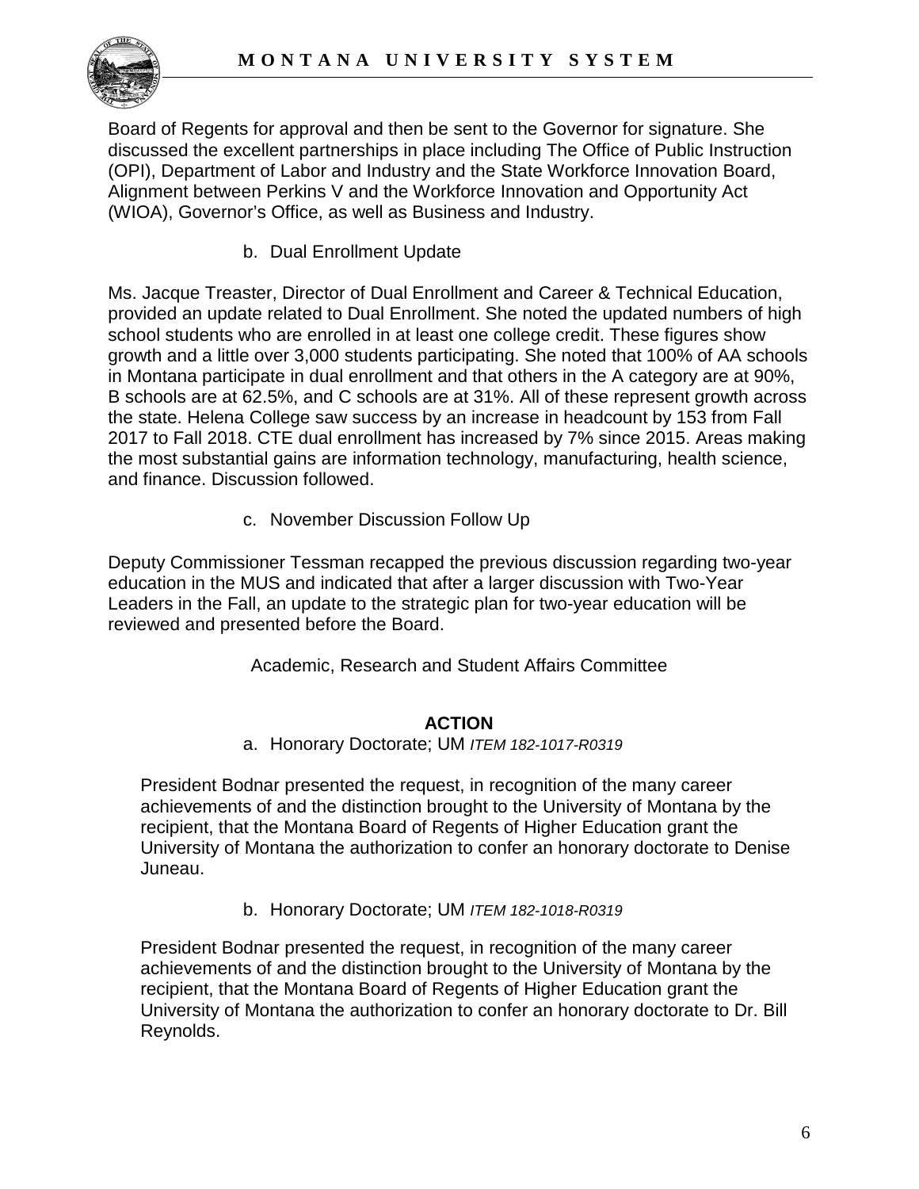Board of Regents for approval and then be sent to the Governor for signature. She discussed the excellent partnerships in place including The Office of Public Instruction (OPI), Department of Labor and Industry and the State Workforce Innovation Board, Alignment between Perkins V and the Workforce Innovation and Opportunity Act (WIOA), Governor's Office, as well as Business and Industry.

b. Dual Enrollment Update

Ms. Jacque Treaster, Director of Dual Enrollment and Career & Technical Education, provided an update related to Dual Enrollment. She noted the updated numbers of high school students who are enrolled in at least one college credit. These figures show growth and a little over 3,000 students participating. She noted that 100% of AA schools in Montana participate in dual enrollment and that others in the A category are at 90%, B schools are at 62.5%, and C schools are at 31%. All of these represent growth across the state. Helena College saw success by an increase in headcount by 153 from Fall 2017 to Fall 2018. CTE dual enrollment has increased by 7% since 2015. Areas making the most substantial gains are information technology, manufacturing, health science, and finance. Discussion followed.

c. November Discussion Follow Up

Deputy Commissioner Tessman recapped the previous discussion regarding two-year education in the MUS and indicated that after a larger discussion with Two-Year Leaders in the Fall, an update to the strategic plan for two-year education will be reviewed and presented before the Board.

Academic, Research and Student Affairs Committee

**ACTION**

a. Honorary Doctorate; UM *ITEM 182-1017-R0319*

President Bodnar presented the request, in recognition of the many career achievements of and the distinction brought to the University of Montana by the recipient, that the Montana Board of Regents of Higher Education grant the University of Montana the authorization to confer an honorary doctorate to Denise Juneau.

b. Honorary Doctorate; UM *ITEM 182-1018-R0319*

President Bodnar presented the request, in recognition of the many career achievements of and the distinction brought to the University of Montana by the recipient, that the Montana Board of Regents of Higher Education grant the University of Montana the authorization to confer an honorary doctorate to Dr. Bill Reynolds.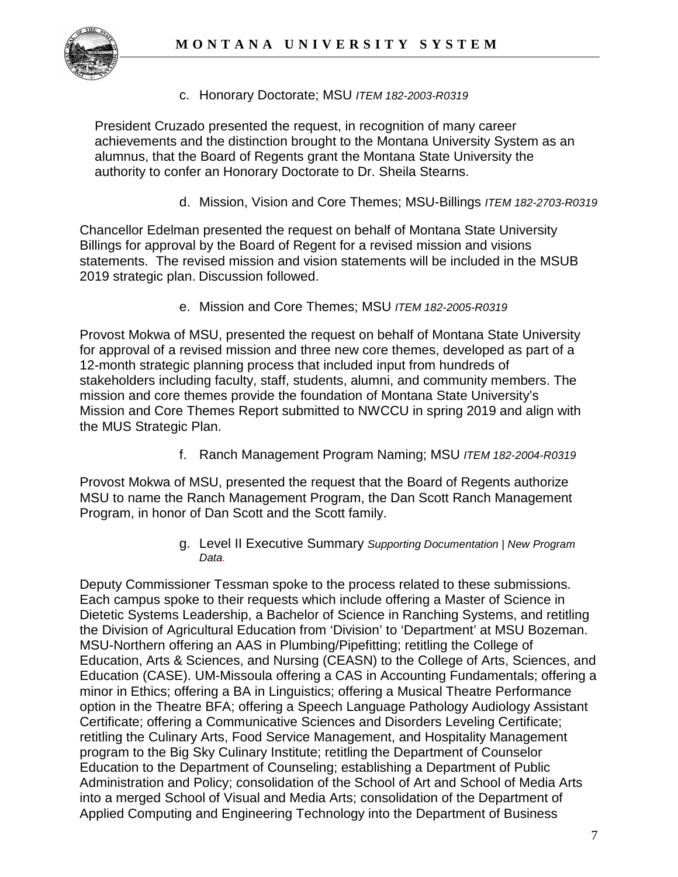c. Honorary Doctorate; MSU *ITEM 182-2003-R0319*

President Cruzado presented the request, in recognition of many career achievements and the distinction brought to the Montana University System as an alumnus, that the Board of Regents grant the Montana State University the authority to confer an Honorary Doctorate to Dr. Sheila Stearns.

d. Mission, Vision and Core Themes; MSU-Billings *ITEM 182-2703-R0319*

Chancellor Edelman presented the request on behalf of Montana State University Billings for approval by the Board of Regent for a revised mission and visions statements. The revised mission and vision statements will be included in the MSUB 2019 strategic plan. Discussion followed.

e. Mission and Core Themes; MSU *ITEM 182-2005-R0319*

Provost Mokwa of MSU, presented the request on behalf of Montana State University for approval of a revised mission and three new core themes, developed as part of a 12-month strategic planning process that included input from hundreds of stakeholders including faculty, staff, students, alumni, and community members. The mission and core themes provide the foundation of Montana State University's Mission and Core Themes Report submitted to NWCCU in spring 2019 and align with the MUS Strategic Plan.

f. Ranch Management Program Naming; MSU *ITEM 182-2004-R0319*

Provost Mokwa of MSU, presented the request that the Board of Regents authorize MSU to name the Ranch Management Program, the Dan Scott Ranch Management Program, in honor of Dan Scott and the Scott family.

g. Level II Executive Summary *Supporting Documentation | New Program Data.*

Deputy Commissioner Tessman spoke to the process related to these submissions. Each campus spoke to their requests which include offering a Master of Science in Dietetic Systems Leadership, a Bachelor of Science in Ranching Systems, and retitling the Division of Agricultural Education from 'Division' to 'Department' at MSU Bozeman. MSU-Northern offering an AAS in Plumbing/Pipefitting; retitling the College of Education, Arts & Sciences, and Nursing (CEASN) to the College of Arts, Sciences, and Education (CASE). UM-Missoula offering a CAS in Accounting Fundamentals; offering a minor in Ethics; offering a BA in Linguistics; offering a Musical Theatre Performance option in the Theatre BFA; offering a Speech Language Pathology Audiology Assistant Certificate; offering a Communicative Sciences and Disorders Leveling Certificate; retitling the Culinary Arts, Food Service Management, and Hospitality Management program to the Big Sky Culinary Institute; retitling the Department of Counselor Education to the Department of Counseling; establishing a Department of Public Administration and Policy; consolidation of the School of Art and School of Media Arts into a merged School of Visual and Media Arts; consolidation of the Department of Applied Computing and Engineering Technology into the Department of Business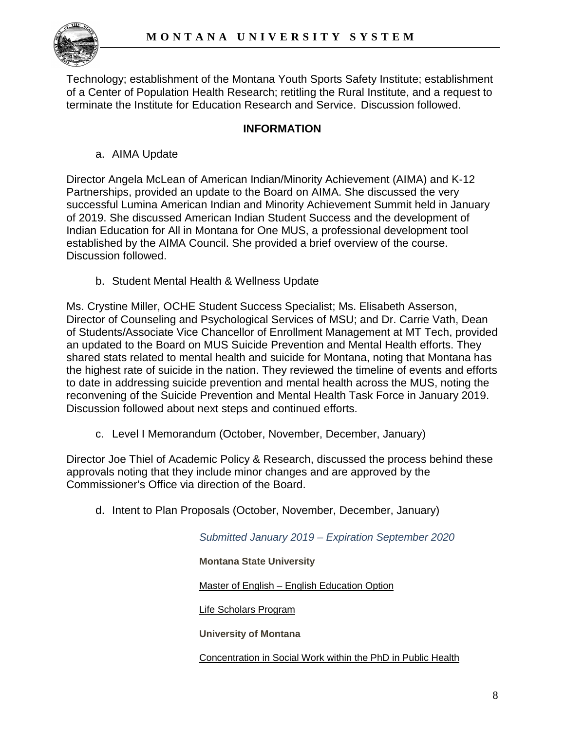Technology; establishment of the Montana Youth Sports Safety Institute; establishment of a Center of Population Health Research; retitling the Rural Institute, and a request to terminate the Institute for Education Research and Service. Discussion followed.

**INFORMATION**

a. AIMA Update

Director Angela McLean of American Indian/Minority Achievement (AIMA) and K-12 Partnerships, provided an update to the Board on AIMA. She discussed the very successful Lumina American Indian and Minority Achievement Summit held in January of 2019. She discussed American Indian Student Success and the development of Indian Education for All in Montana for One MUS, a professional development tool established by the AIMA Council. She provided a brief overview of the course. Discussion followed.

b. Student Mental Health & Wellness Update

Ms. Crystine Miller, OCHE Student Success Specialist; Ms. Elisabeth Asserson, Director of Counseling and Psychological Services of MSU; and Dr. Carrie Vath, Dean of Students/Associate Vice Chancellor of Enrollment Management at MT Tech, provided an updated to the Board on MUS Suicide Prevention and Mental Health efforts. They shared stats related to mental health and suicide for Montana, noting that Montana has the highest rate of suicide in the nation. They reviewed the timeline of events and efforts to date in addressing suicide prevention and mental health across the MUS, noting the reconvening of the Suicide Prevention and Mental Health Task Force in January 2019. Discussion followed about next steps and continued efforts.

c. Level I Memorandum (October, November, December, January)

Director Joe Thiel of Academic Policy & Research, discussed the process behind these approvals noting that they include minor changes and are approved by the Commissioner's Office via direction of the Board.

d. Intent to Plan Proposals (October, November, December, January)

*Submitted January 2019 – Expiration September 2020*

**Montana State University**

Master of English – English Education Option

Life Scholars Program

**University of Montana**

Concentration in Social Work within the PhD in Public Health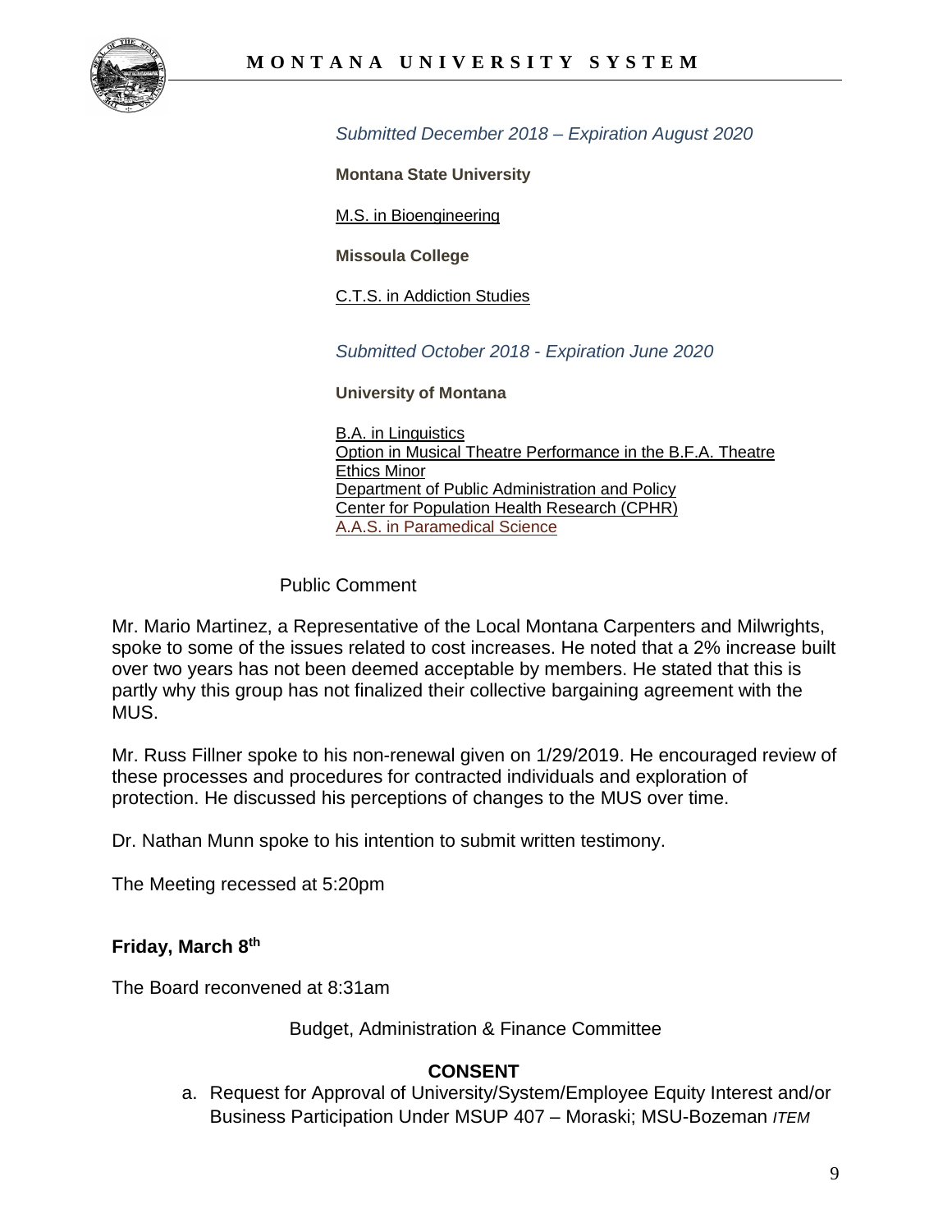*Submitted December 2018 – Expiration August 2020*

**Montana State University**

M.S. in Bioengineering

**Missoula College**

C.T.S. in Addiction Studies

*Submitted October 2018 - Expiration June 2020*

**University of Montana**

B.A. in Linguistics
Option in Musical Theatre Performance in the B.F.A. Theatre
Ethics Minor
Department of Public Administration and Policy
Center for Population Health Research (CPHR)
A.A.S. in Paramedical Science

Public Comment

Mr. Mario Martinez, a Representative of the Local Montana Carpenters and Milwrights, spoke to some of the issues related to cost increases. He noted that a 2% increase built over two years has not been deemed acceptable by members. He stated that this is partly why this group has not finalized their collective bargaining agreement with the MUS.

Mr. Russ Fillner spoke to his non-renewal given on 1/29/2019. He encouraged review of these processes and procedures for contracted individuals and exploration of protection. He discussed his perceptions of changes to the MUS over time.

Dr. Nathan Munn spoke to his intention to submit written testimony.

The Meeting recessed at 5:20pm

**Friday, March 8th**

The Board reconvened at 8:31am

Budget, Administration & Finance Committee

**CONSENT**

a. Request for Approval of University/System/Employee Equity Interest and/or Business Participation Under MSUP 407 – Moraski; MSU-Bozeman *ITEM*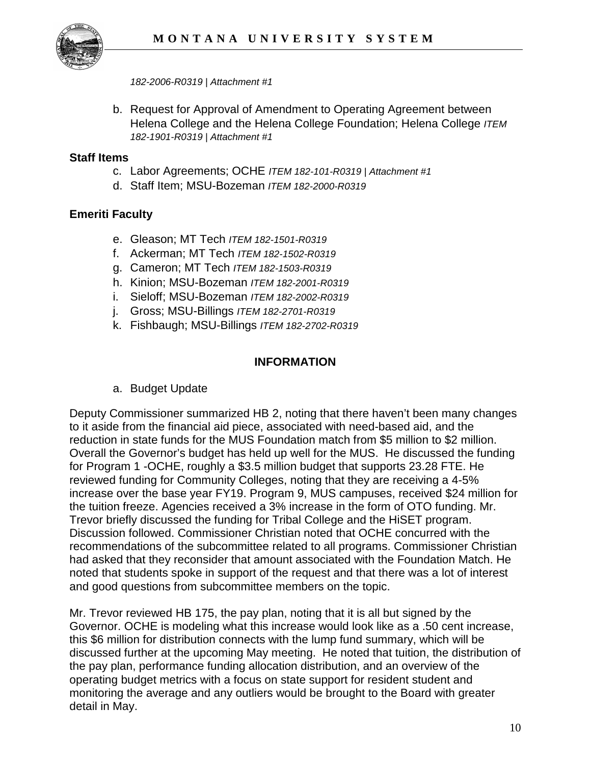*182-2006-R0319 | Attachment #1*

b. Request for Approval of Amendment to Operating Agreement between Helena College and the Helena College Foundation; Helena College *ITEM 182-1901-R0319 | Attachment #1*

**Staff Items**

c. Labor Agreements; OCHE *ITEM 182-101-R0319 | Attachment #1*
d. Staff Item; MSU-Bozeman *ITEM 182-2000-R0319*

**Emeriti Faculty**

e. Gleason; MT Tech *ITEM 182-1501-R0319*
f. Ackerman; MT Tech *ITEM 182-1502-R0319*
g. Cameron; MT Tech *ITEM 182-1503-R0319*
h. Kinion; MSU-Bozeman *ITEM 182-2001-R0319*
i. Sieloff; MSU-Bozeman *ITEM 182-2002-R0319*
j. Gross; MSU-Billings *ITEM 182-2701-R0319*
k. Fishbaugh; MSU-Billings *ITEM 182-2702-R0319*

**INFORMATION**

a. Budget Update

Deputy Commissioner summarized HB 2, noting that there haven't been many changes to it aside from the financial aid piece, associated with need-based aid, and the reduction in state funds for the MUS Foundation match from $5 million to $2 million. Overall the Governor's budget has held up well for the MUS. He discussed the funding for Program 1 -OCHE, roughly a $3.5 million budget that supports 23.28 FTE. He reviewed funding for Community Colleges, noting that they are receiving a 4-5% increase over the base year FY19. Program 9, MUS campuses, received $24 million for the tuition freeze. Agencies received a 3% increase in the form of OTO funding. Mr. Trevor briefly discussed the funding for Tribal College and the HiSET program. Discussion followed. Commissioner Christian noted that OCHE concurred with the recommendations of the subcommittee related to all programs. Commissioner Christian had asked that they reconsider that amount associated with the Foundation Match. He noted that students spoke in support of the request and that there was a lot of interest and good questions from subcommittee members on the topic.

Mr. Trevor reviewed HB 175, the pay plan, noting that it is all but signed by the Governor. OCHE is modeling what this increase would look like as a .50 cent increase, this $6 million for distribution connects with the lump fund summary, which will be discussed further at the upcoming May meeting. He noted that tuition, the distribution of the pay plan, performance funding allocation distribution, and an overview of the operating budget metrics with a focus on state support for resident student and monitoring the average and any outliers would be brought to the Board with greater detail in May.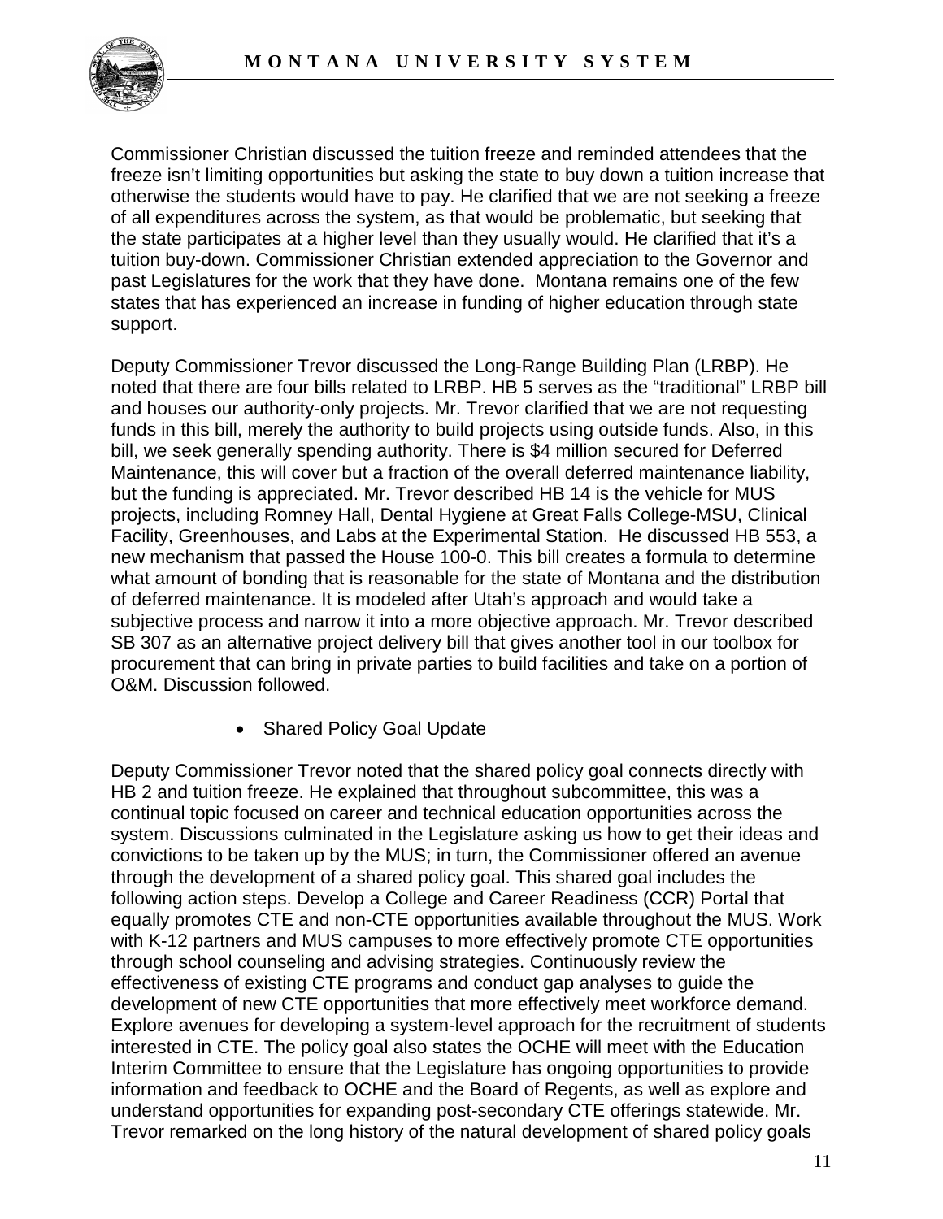Commissioner Christian discussed the tuition freeze and reminded attendees that the freeze isn't limiting opportunities but asking the state to buy down a tuition increase that otherwise the students would have to pay. He clarified that we are not seeking a freeze of all expenditures across the system, as that would be problematic, but seeking that the state participates at a higher level than they usually would. He clarified that it's a tuition buy-down. Commissioner Christian extended appreciation to the Governor and past Legislatures for the work that they have done. Montana remains one of the few states that has experienced an increase in funding of higher education through state support.

Deputy Commissioner Trevor discussed the Long-Range Building Plan (LRBP). He noted that there are four bills related to LRBP. HB 5 serves as the "traditional" LRBP bill and houses our authority-only projects. Mr. Trevor clarified that we are not requesting funds in this bill, merely the authority to build projects using outside funds. Also, in this bill, we seek generally spending authority. There is $4 million secured for Deferred Maintenance, this will cover but a fraction of the overall deferred maintenance liability, but the funding is appreciated. Mr. Trevor described HB 14 is the vehicle for MUS projects, including Romney Hall, Dental Hygiene at Great Falls College-MSU, Clinical Facility, Greenhouses, and Labs at the Experimental Station. He discussed HB 553, a new mechanism that passed the House 100-0. This bill creates a formula to determine what amount of bonding that is reasonable for the state of Montana and the distribution of deferred maintenance. It is modeled after Utah's approach and would take a subjective process and narrow it into a more objective approach. Mr. Trevor described SB 307 as an alternative project delivery bill that gives another tool in our toolbox for procurement that can bring in private parties to build facilities and take on a portion of O&M. Discussion followed.

- Shared Policy Goal Update

Deputy Commissioner Trevor noted that the shared policy goal connects directly with HB 2 and tuition freeze. He explained that throughout subcommittee, this was a continual topic focused on career and technical education opportunities across the system. Discussions culminated in the Legislature asking us how to get their ideas and convictions to be taken up by the MUS; in turn, the Commissioner offered an avenue through the development of a shared policy goal. This shared goal includes the following action steps. Develop a College and Career Readiness (CCR) Portal that equally promotes CTE and non-CTE opportunities available throughout the MUS. Work with K-12 partners and MUS campuses to more effectively promote CTE opportunities through school counseling and advising strategies. Continuously review the effectiveness of existing CTE programs and conduct gap analyses to guide the development of new CTE opportunities that more effectively meet workforce demand. Explore avenues for developing a system-level approach for the recruitment of students interested in CTE. The policy goal also states the OCHE will meet with the Education Interim Committee to ensure that the Legislature has ongoing opportunities to provide information and feedback to OCHE and the Board of Regents, as well as explore and understand opportunities for expanding post-secondary CTE offerings statewide. Mr. Trevor remarked on the long history of the natural development of shared policy goals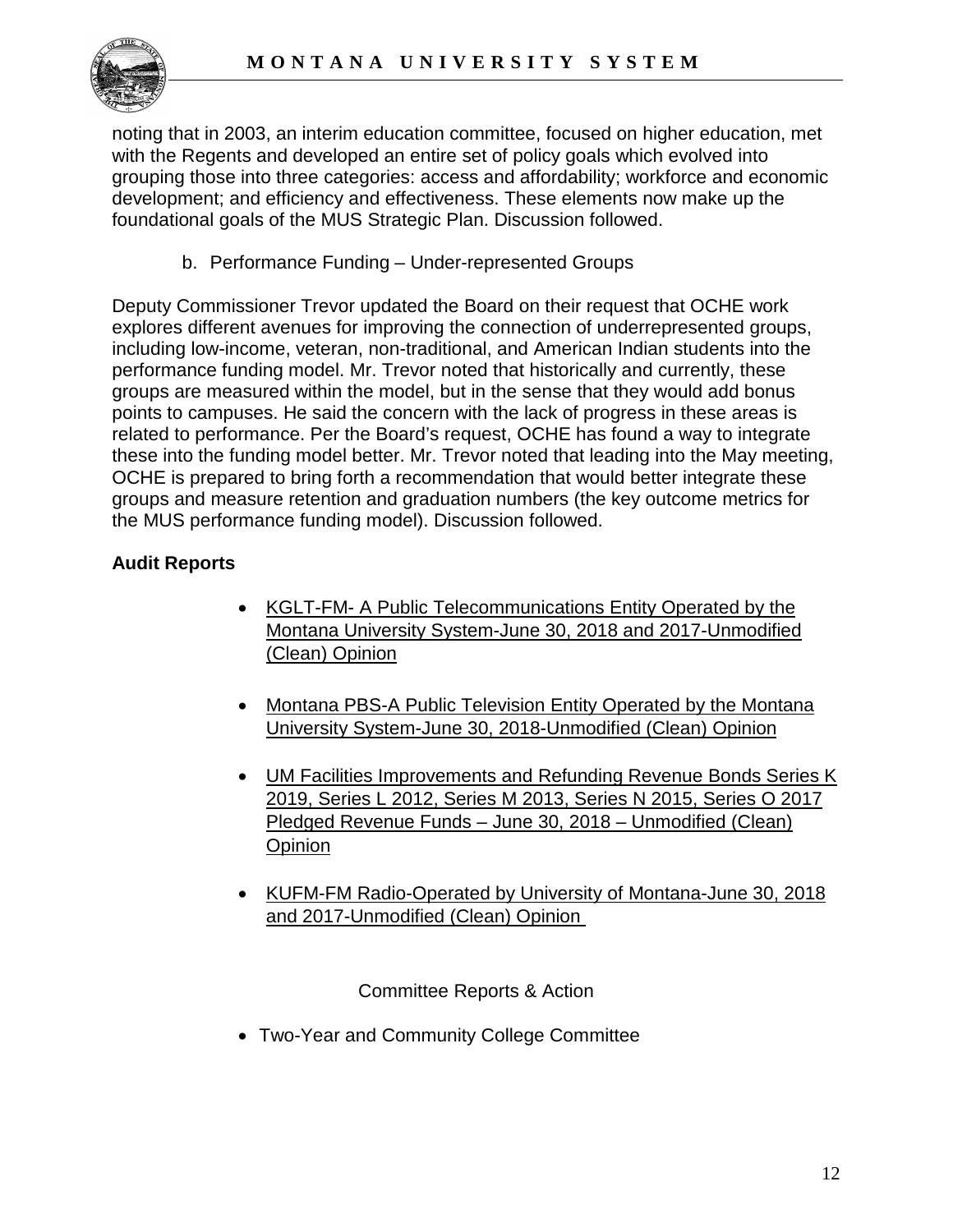noting that in 2003, an interim education committee, focused on higher education, met with the Regents and developed an entire set of policy goals which evolved into grouping those into three categories: access and affordability; workforce and economic development; and efficiency and effectiveness. These elements now make up the foundational goals of the MUS Strategic Plan. Discussion followed.

b. Performance Funding – Under-represented Groups

Deputy Commissioner Trevor updated the Board on their request that OCHE work explores different avenues for improving the connection of underrepresented groups, including low-income, veteran, non-traditional, and American Indian students into the performance funding model. Mr. Trevor noted that historically and currently, these groups are measured within the model, but in the sense that they would add bonus points to campuses. He said the concern with the lack of progress in these areas is related to performance. Per the Board's request, OCHE has found a way to integrate these into the funding model better. Mr. Trevor noted that leading into the May meeting, OCHE is prepared to bring forth a recommendation that would better integrate these groups and measure retention and graduation numbers (the key outcome metrics for the MUS performance funding model). Discussion followed.

**Audit Reports**

- KGLT-FM- A Public Telecommunications Entity Operated by the Montana University System-June 30, 2018 and 2017-Unmodified (Clean) Opinion
- Montana PBS-A Public Television Entity Operated by the Montana University System-June 30, 2018-Unmodified (Clean) Opinion
- UM Facilities Improvements and Refunding Revenue Bonds Series K 2019, Series L 2012, Series M 2013, Series N 2015, Series O 2017 Pledged Revenue Funds – June 30, 2018 – Unmodified (Clean) Opinion
- KUFM-FM Radio-Operated by University of Montana-June 30, 2018 and 2017-Unmodified (Clean) Opinion

Committee Reports & Action

- Two-Year and Community College Committee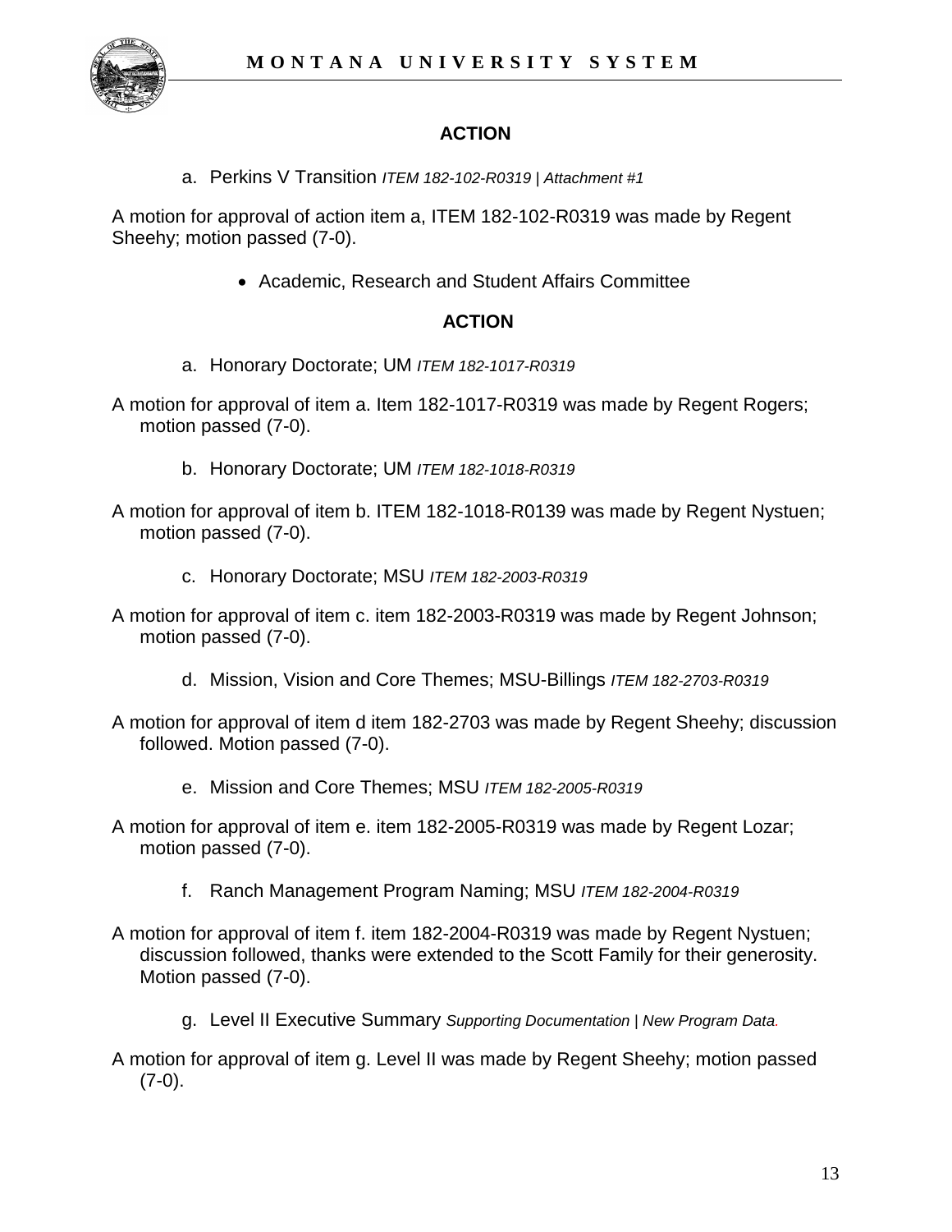**ACTION**

a. Perkins V Transition *ITEM 182-102-R0319 | Attachment #1*

A motion for approval of action item a, ITEM 182-102-R0319 was made by Regent Sheehy; motion passed (7-0).

- Academic, Research and Student Affairs Committee

**ACTION**

a. Honorary Doctorate; UM *ITEM 182-1017-R0319*

A motion for approval of item a. Item 182-1017-R0319 was made by Regent Rogers; motion passed (7-0).

b. Honorary Doctorate; UM *ITEM 182-1018-R0319*

A motion for approval of item b. ITEM 182-1018-R0139 was made by Regent Nystuen; motion passed (7-0).

c. Honorary Doctorate; MSU *ITEM 182-2003-R0319*

A motion for approval of item c. item 182-2003-R0319 was made by Regent Johnson; motion passed (7-0).

d. Mission, Vision and Core Themes; MSU-Billings *ITEM 182-2703-R0319*

A motion for approval of item d item 182-2703 was made by Regent Sheehy; discussion followed. Motion passed (7-0).

e. Mission and Core Themes; MSU *ITEM 182-2005-R0319*

A motion for approval of item e. item 182-2005-R0319 was made by Regent Lozar; motion passed (7-0).

f. Ranch Management Program Naming; MSU *ITEM 182-2004-R0319*

A motion for approval of item f. item 182-2004-R0319 was made by Regent Nystuen; discussion followed, thanks were extended to the Scott Family for their generosity. Motion passed (7-0).

g. Level II Executive Summary *Supporting Documentation | New Program Data.*

A motion for approval of item g. Level II was made by Regent Sheehy; motion passed (7-0).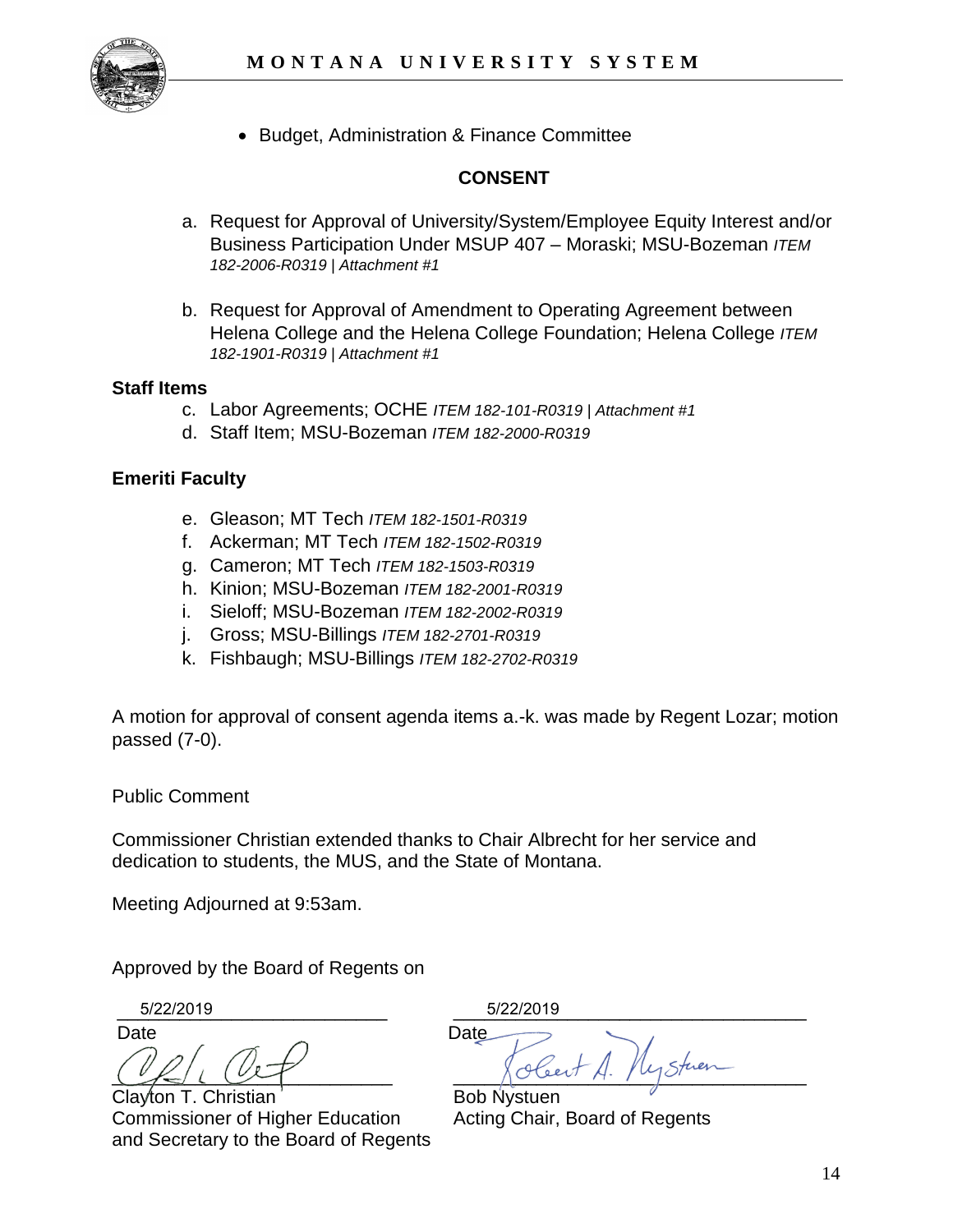- Budget, Administration & Finance Committee

**CONSENT**

a. Request for Approval of University/System/Employee Equity Interest and/or Business Participation Under MSUP 407 – Moraski; MSU-Bozeman *ITEM 182-2006-R0319 | Attachment #1*

b. Request for Approval of Amendment to Operating Agreement between Helena College and the Helena College Foundation; Helena College *ITEM 182-1901-R0319 | Attachment #1*

**Staff Items**

c. Labor Agreements; OCHE *ITEM 182-101-R0319 | Attachment #1*
d. Staff Item; MSU-Bozeman *ITEM 182-2000-R0319*

**Emeriti Faculty**

e. Gleason; MT Tech *ITEM 182-1501-R0319*
f. Ackerman; MT Tech *ITEM 182-1502-R0319*
g. Cameron; MT Tech *ITEM 182-1503-R0319*
h. Kinion; MSU-Bozeman *ITEM 182-2001-R0319*
i. Sieloff; MSU-Bozeman *ITEM 182-2002-R0319*
j. Gross; MSU-Billings *ITEM 182-2701-R0319*
k. Fishbaugh; MSU-Billings *ITEM 182-2702-R0319*

A motion for approval of consent agenda items a.-k. was made by Regent Lozar; motion passed (7-0).

Public Comment

Commissioner Christian extended thanks to Chair Albrecht for her service and dedication to students, the MUS, and the State of Montana.

Meeting Adjourned at 9:53am.

Approved by the Board of Regents on

5/22/2019
Date

Clayton T. Christian
Commissioner of Higher Education
and Secretary to the Board of Regents

5/22/2019
Date

Bob Nystuen
Acting Chair, Board of Regents